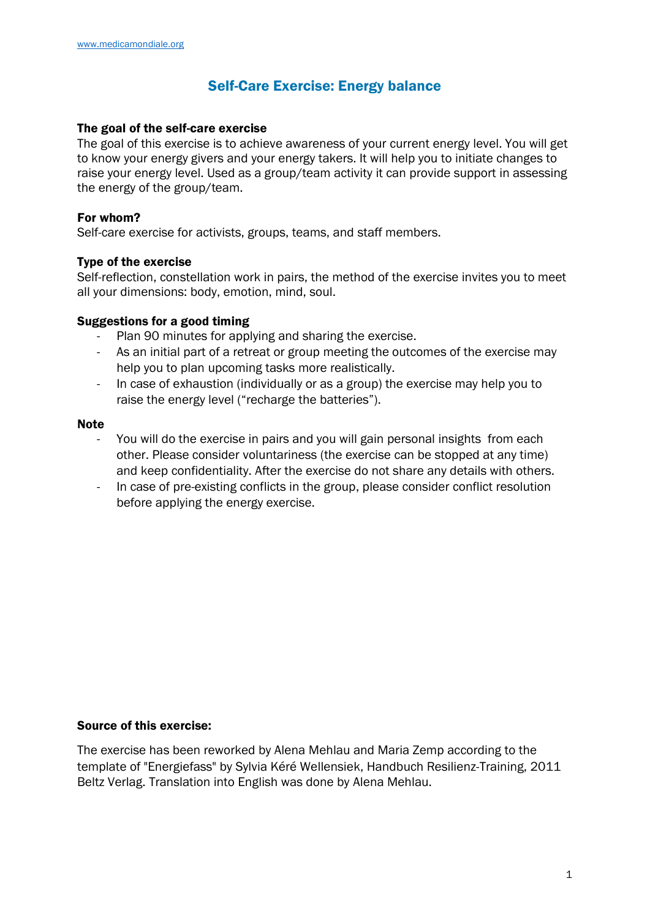www.medicamondiale.org

# Self-Care Exercise: Energy balance

**The goal of the self-care exercise**

The goal of this exercise is to achieve awareness of your current energy level. You will get to know your energy givers and your energy takers. It will help you to initiate changes to raise your energy level. Used as a group/team activity it can provide support in assessing the energy of the group/team.

**For whom?**

Self-care exercise for activists, groups, teams, and staff members.

**Type of the exercise**

Self-reflection, constellation work in pairs, the method of the exercise invites you to meet all your dimensions: body, emotion, mind, soul.

**Suggestions for a good timing**

- Plan 90 minutes for applying and sharing the exercise.
- As an initial part of a retreat or group meeting the outcomes of the exercise may help you to plan upcoming tasks more realistically.
- In case of exhaustion (individually or as a group) the exercise may help you to raise the energy level ("recharge the batteries").

**Note**

- You will do the exercise in pairs and you will gain personal insights from each other. Please consider voluntariness (the exercise can be stopped at any time) and keep confidentiality. After the exercise do not share any details with others.
- In case of pre-existing conflicts in the group, please consider conflict resolution before applying the energy exercise.

**Source of this exercise:**

The exercise has been reworked by Alena Mehlau and Maria Zemp according to the template of "Energiefass" by Sylvia Kéré Wellensiek, Handbuch Resilienz-Training, 2011 Beltz Verlag. Translation into English was done by Alena Mehlau.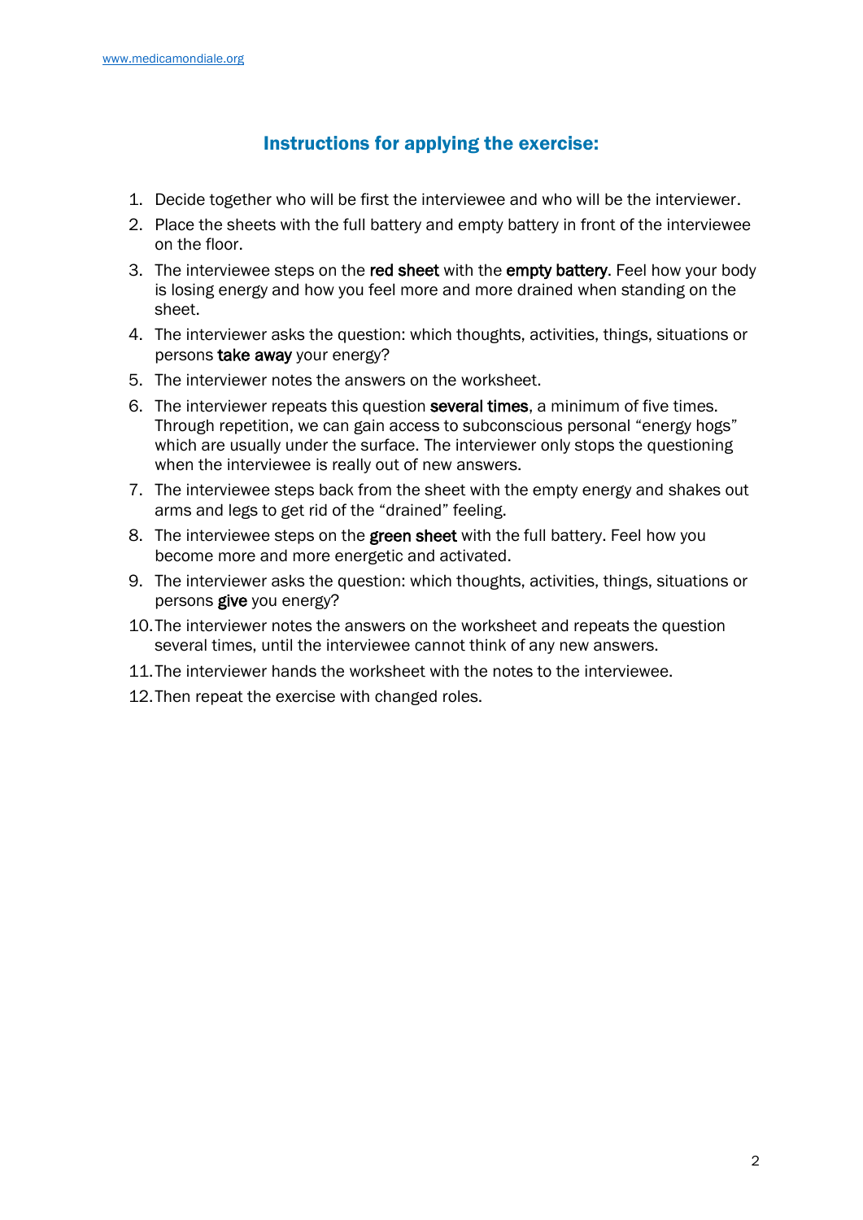## Instructions for applying the exercise:

1. Decide together who will be first the interviewee and who will be the interviewer.
2. Place the sheets with the full battery and empty battery in front of the interviewee on the floor.
3. The interviewee steps on the **red sheet** with the **empty battery**. Feel how your body is losing energy and how you feel more and more drained when standing on the sheet.
4. The interviewer asks the question: which thoughts, activities, things, situations or persons **take away** your energy?
5. The interviewer notes the answers on the worksheet.
6. The interviewer repeats this question **several times**, a minimum of five times. Through repetition, we can gain access to subconscious personal "energy hogs" which are usually under the surface. The interviewer only stops the questioning when the interviewee is really out of new answers.
7. The interviewee steps back from the sheet with the empty energy and shakes out arms and legs to get rid of the "drained" feeling.
8. The interviewee steps on the **green sheet** with the full battery. Feel how you become more and more energetic and activated.
9. The interviewer asks the question: which thoughts, activities, things, situations or persons **give** you energy?
10. The interviewer notes the answers on the worksheet and repeats the question several times, until the interviewee cannot think of any new answers.
11. The interviewer hands the worksheet with the notes to the interviewee.
12. Then repeat the exercise with changed roles.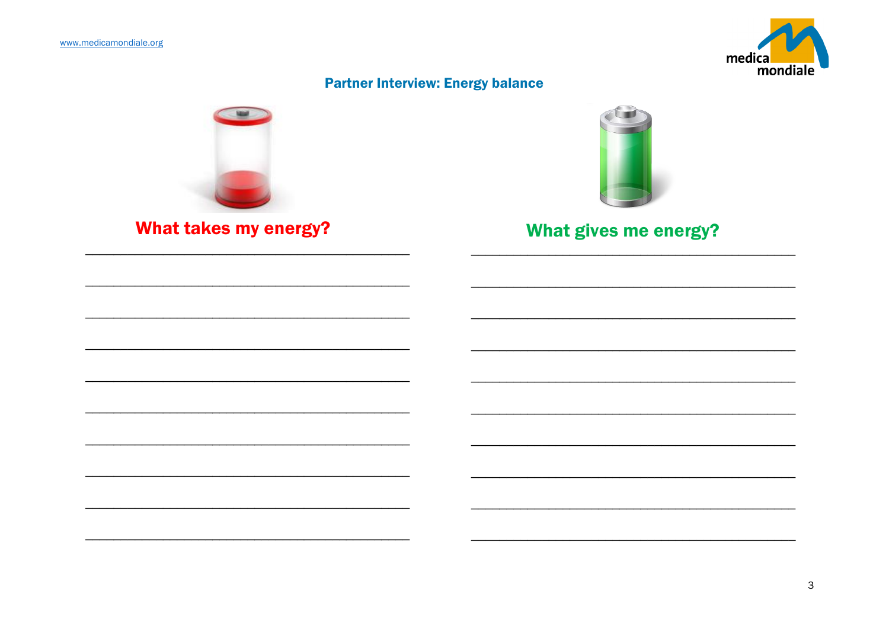www.medicamondiale.org

## Partner Interview: Energy balance

### What takes my energy?

______________________________________________

______________________________________________

______________________________________________

______________________________________________

______________________________________________

______________________________________________

______________________________________________

______________________________________________

______________________________________________

______________________________________________

### What gives me energy?

______________________________________________

______________________________________________

______________________________________________

______________________________________________

______________________________________________

______________________________________________

______________________________________________

______________________________________________

______________________________________________

______________________________________________